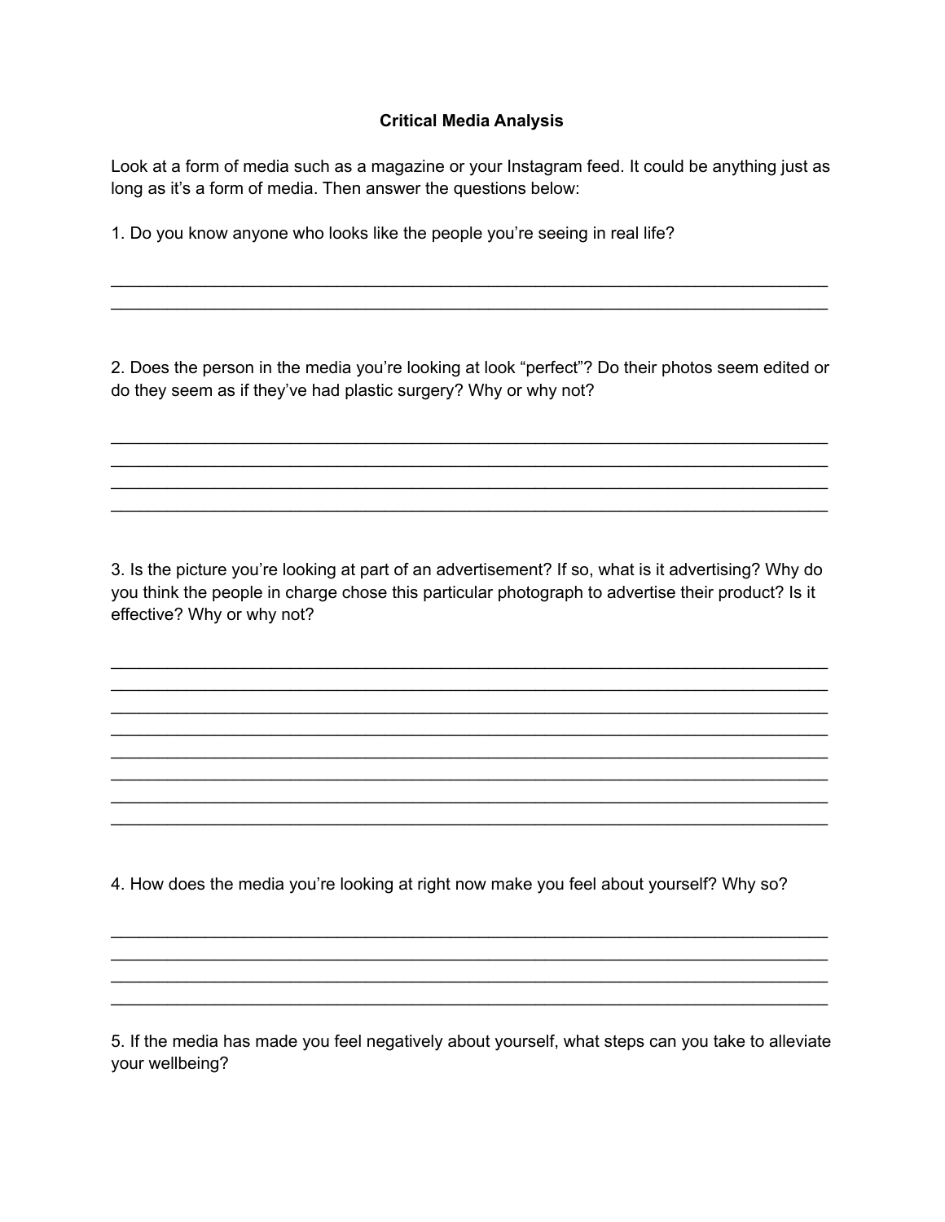# Critical Media Analysis

Look at a form of media such as a magazine or your Instagram feed. It could be anything just as long as it's a form of media. Then answer the questions below:

1. Do you know anyone who looks like the people you're seeing in real life?

_______________________________________________________________________________
_______________________________________________________________________________

2. Does the person in the media you're looking at look "perfect"? Do their photos seem edited or do they seem as if they've had plastic surgery? Why or why not?

_______________________________________________________________________________
_______________________________________________________________________________
_______________________________________________________________________________
_______________________________________________________________________________

3. Is the picture you're looking at part of an advertisement? If so, what is it advertising? Why do you think the people in charge chose this particular photograph to advertise their product? Is it effective? Why or why not?

_______________________________________________________________________________
_______________________________________________________________________________
_______________________________________________________________________________
_______________________________________________________________________________
_______________________________________________________________________________
_______________________________________________________________________________
_______________________________________________________________________________
_______________________________________________________________________________
_______________________________________________________________________________

4. How does the media you're looking at right now make you feel about yourself? Why so?

_______________________________________________________________________________
_______________________________________________________________________________
_______________________________________________________________________________
_______________________________________________________________________________

5. If the media has made you feel negatively about yourself, what steps can you take to alleviate your wellbeing?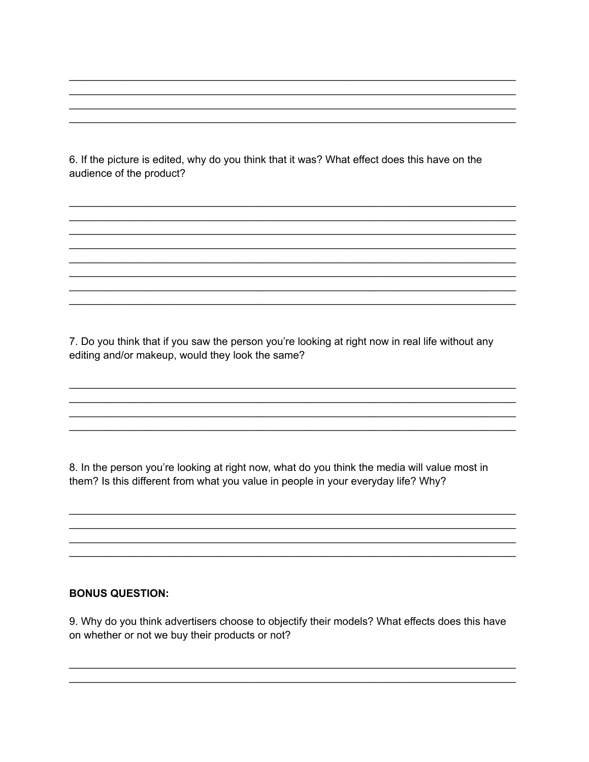6. If the picture is edited, why do you think that it was? What effect does this have on the audience of the product?

7. Do you think that if you saw the person you're looking at right now in real life without any editing and/or makeup, would they look the same?

8. In the person you're looking at right now, what do you think the media will value most in them? Is this different from what you value in people in your everyday life? Why?

**BONUS QUESTION:**

9. Why do you think advertisers choose to objectify their models? What effects does this have on whether or not we buy their products or not?